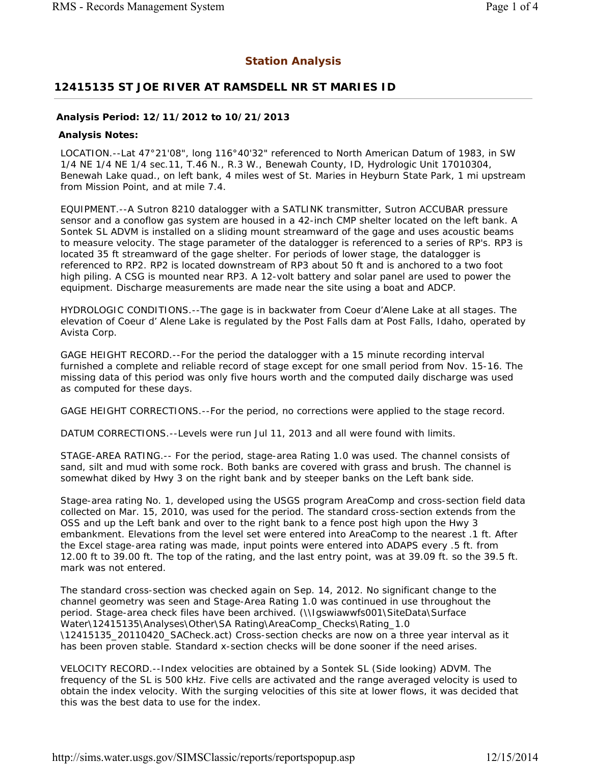# Station Analysis

## 12415135 ST JOE RIVER AT RAMSDELL NR ST MARIES ID

**Analysis Period: 12/11/2012 to 10/21/2013**

**Analysis Notes:**

LOCATION.--Lat 47°21'08", long 116°40'32" referenced to North American Datum of 1983, in SW 1/4 NE 1/4 NE 1/4 sec.11, T.46 N., R.3 W., Benewah County, ID, Hydrologic Unit 17010304, Benewah Lake quad., on left bank, 4 miles west of St. Maries in Heyburn State Park, 1 mi upstream from Mission Point, and at mile 7.4.

EQUIPMENT.--A Sutron 8210 datalogger with a SATLINK transmitter, Sutron ACCUBAR pressure sensor and a conoflow gas system are housed in a 42-inch CMP shelter located on the left bank. A Sontek SL ADVM is installed on a sliding mount streamward of the gage and uses acoustic beams to measure velocity. The stage parameter of the datalogger is referenced to a series of RP's. RP3 is located 35 ft streamward of the gage shelter. For periods of lower stage, the datalogger is referenced to RP2. RP2 is located downstream of RP3 about 50 ft and is anchored to a two foot high piling. A CSG is mounted near RP3. A 12-volt battery and solar panel are used to power the equipment. Discharge measurements are made near the site using a boat and ADCP.

HYDROLOGIC CONDITIONS.--The gage is in backwater from Coeur d'Alene Lake at all stages. The elevation of Coeur d' Alene Lake is regulated by the Post Falls dam at Post Falls, Idaho, operated by Avista Corp.

GAGE HEIGHT RECORD.--For the period the datalogger with a 15 minute recording interval furnished a complete and reliable record of stage except for one small period from Nov. 15-16. The missing data of this period was only five hours worth and the computed daily discharge was used as computed for these days.

GAGE HEIGHT CORRECTIONS.--For the period, no corrections were applied to the stage record.

DATUM CORRECTIONS.--Levels were run Jul 11, 2013 and all were found with limits.

STAGE-AREA RATING.-- For the period, stage-area Rating 1.0 was used. The channel consists of sand, silt and mud with some rock. Both banks are covered with grass and brush. The channel is somewhat diked by Hwy 3 on the right bank and by steeper banks on the Left bank side.

Stage-area rating No. 1, developed using the USGS program AreaComp and cross-section field data collected on Mar. 15, 2010, was used for the period. The standard cross-section extends from the OSS and up the Left bank and over to the right bank to a fence post high upon the Hwy 3 embankment. Elevations from the level set were entered into AreaComp to the nearest .1 ft. After the Excel stage-area rating was made, input points were entered into ADAPS every .5 ft. from 12.00 ft to 39.00 ft. The top of the rating, and the last entry point, was at 39.09 ft. so the 39.5 ft. mark was not entered.

The standard cross-section was checked again on Sep. 14, 2012. No significant change to the channel geometry was seen and Stage-Area Rating 1.0 was continued in use throughout the period. Stage-area check files have been archived. (\\Igswiawwfs001\SiteData\Surface Water\12415135\Analyses\Other\SA Rating\AreaComp_Checks\Rating_1.0 \12415135_20110420_SACheck.act) Cross-section checks are now on a three year interval as it has been proven stable. Standard x-section checks will be done sooner if the need arises.

VELOCITY RECORD.--Index velocities are obtained by a Sontek SL (Side looking) ADVM. The frequency of the SL is 500 kHz. Five cells are activated and the range averaged velocity is used to obtain the index velocity. With the surging velocities of this site at lower flows, it was decided that this was the best data to use for the index.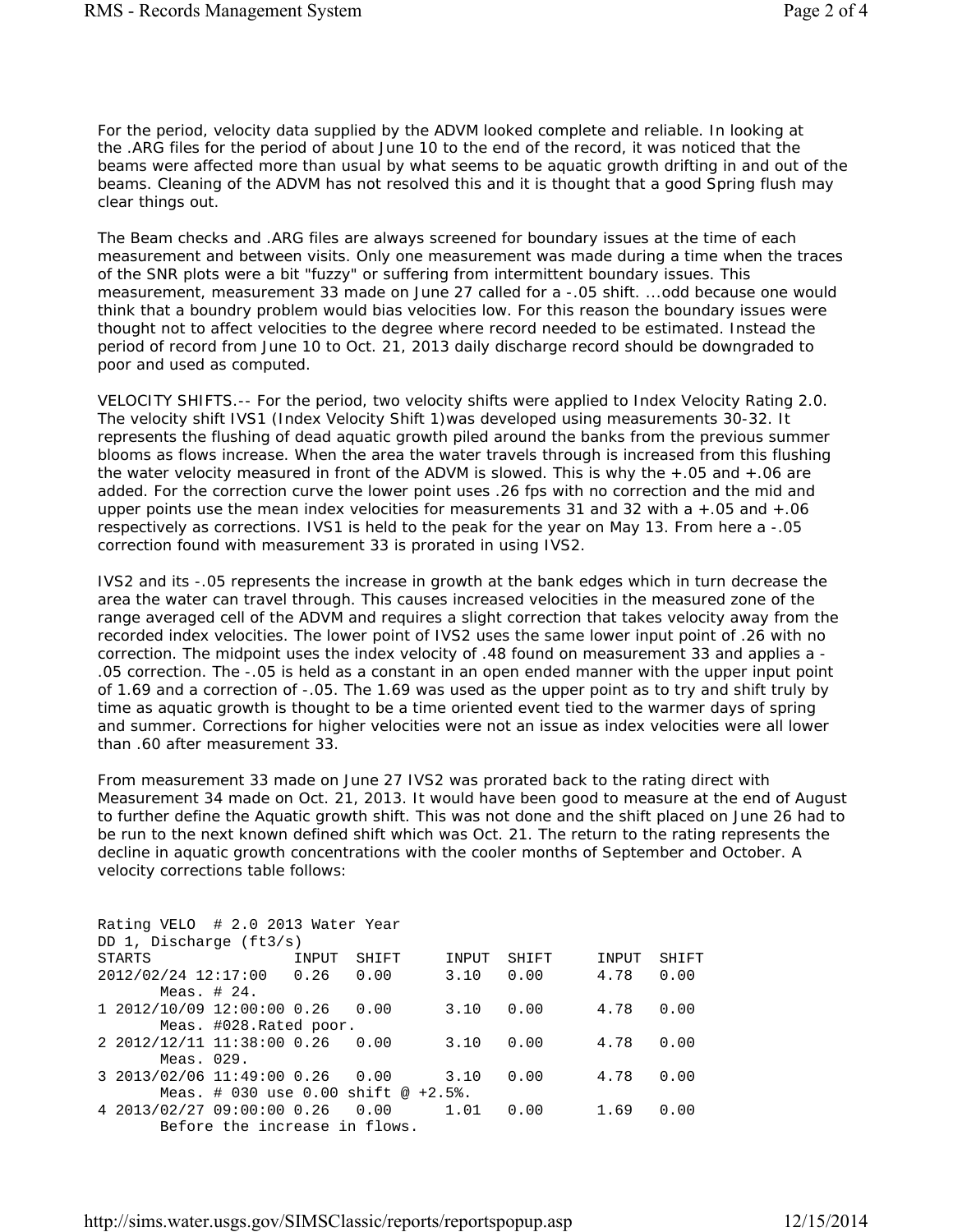For the period, velocity data supplied by the ADVM looked complete and reliable. In looking at the .ARG files for the period of about June 10 to the end of the record, it was noticed that the beams were affected more than usual by what seems to be aquatic growth drifting in and out of the beams. Cleaning of the ADVM has not resolved this and it is thought that a good Spring flush may clear things out.

The Beam checks and .ARG files are always screened for boundary issues at the time of each measurement and between visits. Only one measurement was made during a time when the traces of the SNR plots were a bit "fuzzy" or suffering from intermittent boundary issues. This measurement, measurement 33 made on June 27 called for a -.05 shift. ...odd because one would think that a boundry problem would bias velocities low. For this reason the boundary issues were thought not to affect velocities to the degree where record needed to be estimated. Instead the period of record from June 10 to Oct. 21, 2013 daily discharge record should be downgraded to poor and used as computed.

VELOCITY SHIFTS.-- For the period, two velocity shifts were applied to Index Velocity Rating 2.0. The velocity shift IVS1 (Index Velocity Shift 1)was developed using measurements 30-32. It represents the flushing of dead aquatic growth piled around the banks from the previous summer blooms as flows increase. When the area the water travels through is increased from this flushing the water velocity measured in front of the ADVM is slowed. This is why the +.05 and +.06 are added. For the correction curve the lower point uses .26 fps with no correction and the mid and upper points use the mean index velocities for measurements 31 and 32 with a +.05 and +.06 respectively as corrections. IVS1 is held to the peak for the year on May 13. From here a -.05 correction found with measurement 33 is prorated in using IVS2.

IVS2 and its -.05 represents the increase in growth at the bank edges which in turn decrease the area the water can travel through. This causes increased velocities in the measured zone of the range averaged cell of the ADVM and requires a slight correction that takes velocity away from the recorded index velocities. The lower point of IVS2 uses the same lower input point of .26 with no correction. The midpoint uses the index velocity of .48 found on measurement 33 and applies a -.05 correction. The -.05 is held as a constant in an open ended manner with the upper input point of 1.69 and a correction of -.05. The 1.69 was used as the upper point as to try and shift truly by time as aquatic growth is thought to be a time oriented event tied to the warmer days of spring and summer. Corrections for higher velocities were not an issue as index velocities were all lower than .60 after measurement 33.

From measurement 33 made on June 27 IVS2 was prorated back to the rating direct with Measurement 34 made on Oct. 21, 2013. It would have been good to measure at the end of August to further define the Aquatic growth shift. This was not done and the shift placed on June 26 had to be run to the next known defined shift which was Oct. 21. The return to the rating represents the decline in aquatic growth concentrations with the cooler months of September and October. A velocity corrections table follows:

```
Rating VELO  # 2.0 2013 Water Year
DD 1, Discharge (ft3/s)
STARTS                 INPUT  SHIFT     INPUT  SHIFT     INPUT  SHIFT
2012/02/24 12:17:00   0.26   0.00      3.10   0.00      4.78   0.00
       Meas. # 24.
1 2012/10/09 12:00:00 0.26   0.00      3.10   0.00      4.78   0.00
       Meas. #028.Rated poor.
2 2012/12/11 11:38:00 0.26   0.00      3.10   0.00      4.78   0.00
       Meas. 029.
3 2013/02/06 11:49:00 0.26   0.00      3.10   0.00      4.78   0.00
       Meas. # 030 use 0.00 shift @ +2.5%.
4 2013/02/27 09:00:00 0.26   0.00      1.01   0.00      1.69   0.00
       Before the increase in flows.
```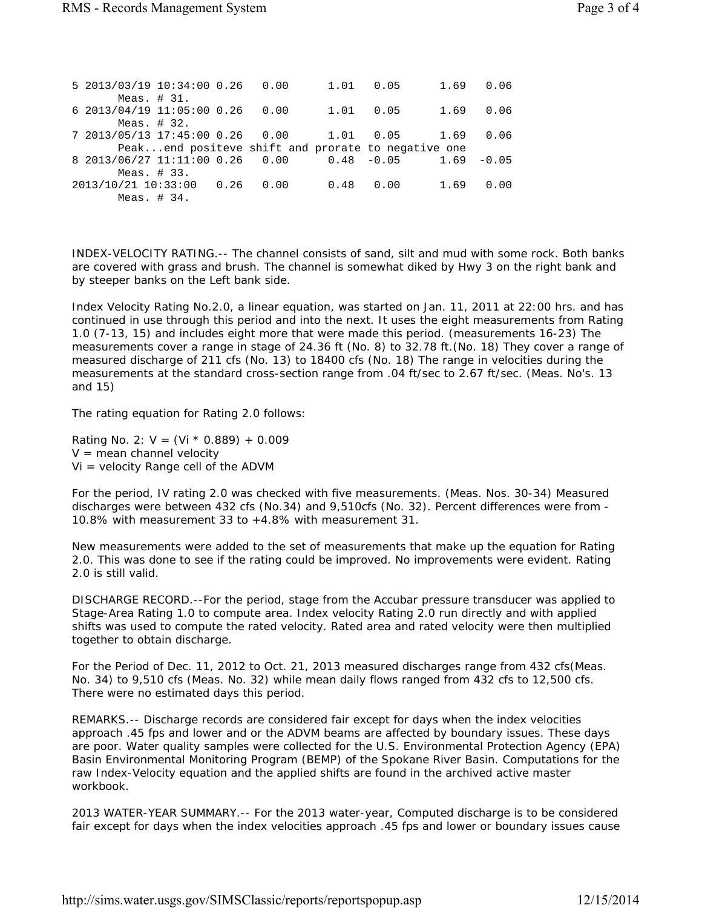```
5 2013/03/19 10:34:00 0.26   0.00      1.01   0.05      1.69   0.06
       Meas. # 31.
6 2013/04/19 11:05:00 0.26   0.00      1.01   0.05      1.69   0.06
       Meas. # 32.
7 2013/05/13 17:45:00 0.26   0.00      1.01   0.05      1.69   0.06
       Peak...end positeve shift and prorate to negative one
8 2013/06/27 11:11:00 0.26   0.00      0.48  -0.05      1.69  -0.05
       Meas. # 33.
2013/10/21 10:33:00   0.26   0.00      0.48   0.00      1.69   0.00
       Meas. # 34.
```

INDEX-VELOCITY RATING.-- The channel consists of sand, silt and mud with some rock. Both banks are covered with grass and brush. The channel is somewhat diked by Hwy 3 on the right bank and by steeper banks on the Left bank side.

Index Velocity Rating No.2.0, a linear equation, was started on Jan. 11, 2011 at 22:00 hrs. and has continued in use through this period and into the next. It uses the eight measurements from Rating 1.0 (7-13, 15) and includes eight more that were made this period. (measurements 16-23) The measurements cover a range in stage of 24.36 ft (No. 8) to 32.78 ft.(No. 18) They cover a range of measured discharge of 211 cfs (No. 13) to 18400 cfs (No. 18) The range in velocities during the measurements at the standard cross-section range from .04 ft/sec to 2.67 ft/sec. (Meas. No's. 13 and 15)

The rating equation for Rating 2.0 follows:

Rating No. 2: $V = (Vi * 0.889) + 0.009$
$V$ = mean channel velocity
$Vi$ = velocity Range cell of the ADVM

For the period, IV rating 2.0 was checked with five measurements. (Meas. Nos. 30-34) Measured discharges were between 432 cfs (No.34) and 9,510cfs (No. 32). Percent differences were from -10.8% with measurement 33 to +4.8% with measurement 31.

New measurements were added to the set of measurements that make up the equation for Rating 2.0. This was done to see if the rating could be improved. No improvements were evident. Rating 2.0 is still valid.

DISCHARGE RECORD.--For the period, stage from the Accubar pressure transducer was applied to Stage-Area Rating 1.0 to compute area. Index velocity Rating 2.0 run directly and with applied shifts was used to compute the rated velocity. Rated area and rated velocity were then multiplied together to obtain discharge.

For the Period of Dec. 11, 2012 to Oct. 21, 2013 measured discharges range from 432 cfs(Meas. No. 34) to 9,510 cfs (Meas. No. 32) while mean daily flows ranged from 432 cfs to 12,500 cfs. There were no estimated days this period.

REMARKS.-- Discharge records are considered fair except for days when the index velocities approach .45 fps and lower and or the ADVM beams are affected by boundary issues. These days are poor. Water quality samples were collected for the U.S. Environmental Protection Agency (EPA) Basin Environmental Monitoring Program (BEMP) of the Spokane River Basin. Computations for the raw Index-Velocity equation and the applied shifts are found in the archived active master workbook.

2013 WATER-YEAR SUMMARY.-- For the 2013 water-year, Computed discharge is to be considered fair except for days when the index velocities approach .45 fps and lower or boundary issues cause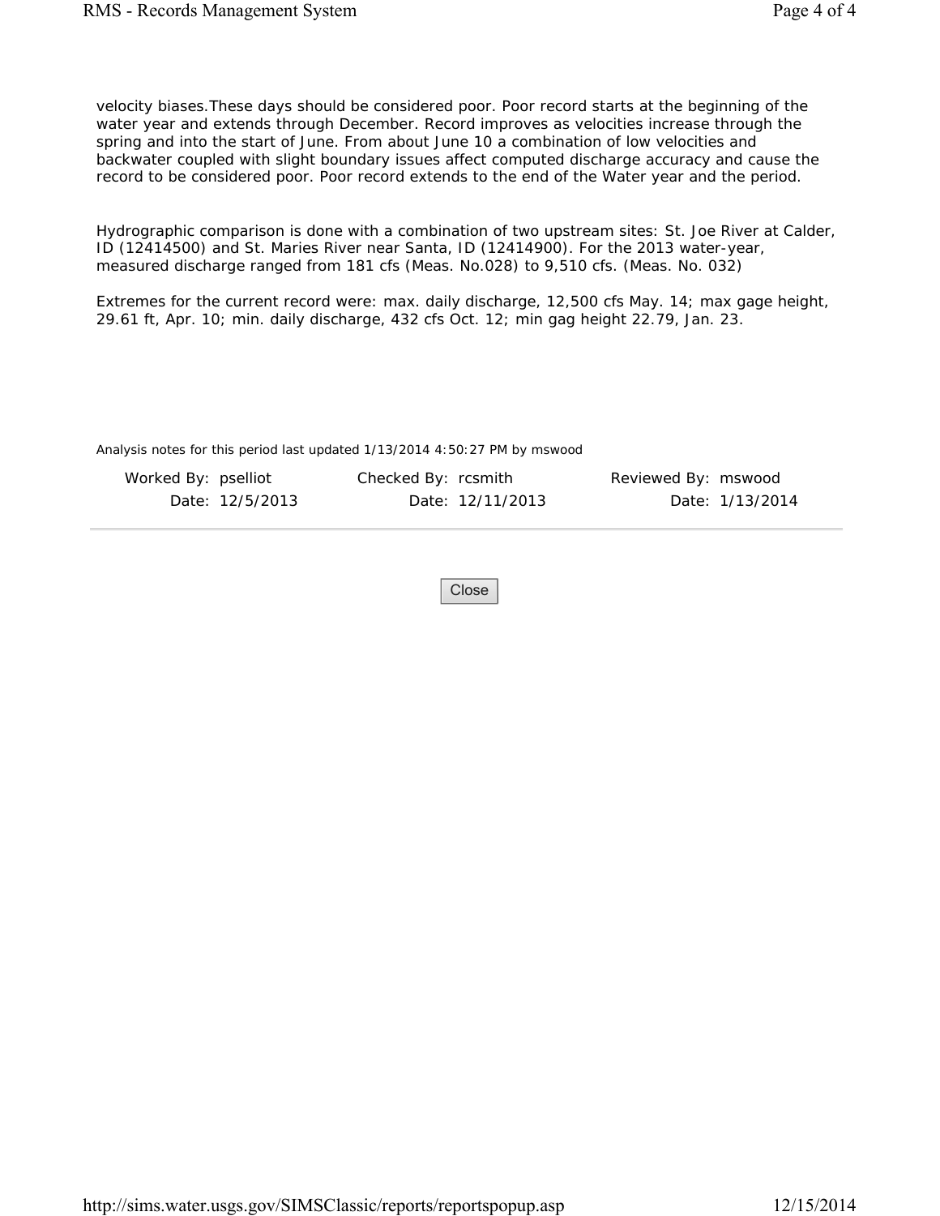velocity biases.These days should be considered poor. Poor record starts at the beginning of the water year and extends through December. Record improves as velocities increase through the spring and into the start of June. From about June 10 a combination of low velocities and backwater coupled with slight boundary issues affect computed discharge accuracy and cause the record to be considered poor. Poor record extends to the end of the Water year and the period.

Hydrographic comparison is done with a combination of two upstream sites: St. Joe River at Calder, ID (12414500) and St. Maries River near Santa, ID (12414900). For the 2013 water-year, measured discharge ranged from 181 cfs (Meas. No.028) to 9,510 cfs. (Meas. No. 032)

Extremes for the current record were: max. daily discharge, 12,500 cfs May. 14; max gage height, 29.61 ft, Apr. 10; min. daily discharge, 432 cfs Oct. 12; min gag height 22.79, Jan. 23.

Analysis notes for this period last updated 1/13/2014 4:50:27 PM by mswood

| | | |
|---|---|---|
| Worked By: pselliot | Checked By: rcsmith | Reviewed By: mswood |
| Date: 12/5/2013 | Date: 12/11/2013 | Date: 1/13/2014 |

Close